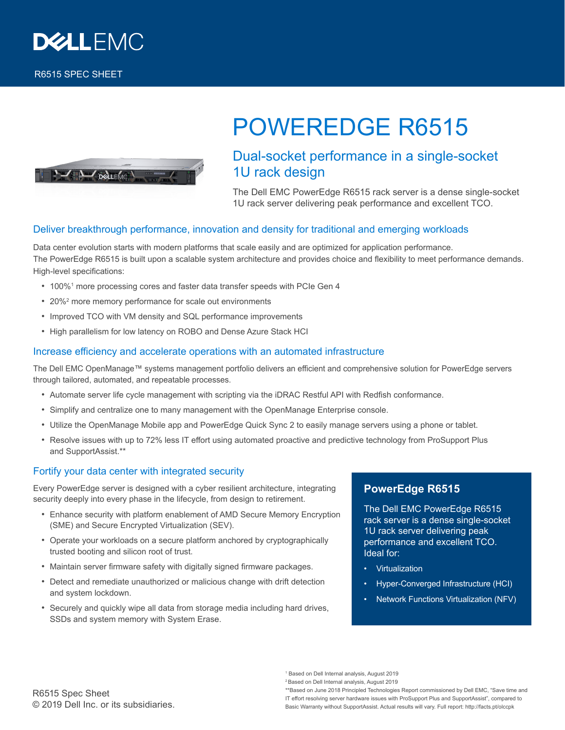R6515 SPEC SHEET

# POWEREDGE R6515

## Dual-socket performance in a single-socket 1U rack design

The Dell EMC PowerEdge R6515 rack server is a dense single-socket 1U rack server delivering peak performance and excellent TCO.

### Deliver breakthrough performance, innovation and density for traditional and emerging workloads

Data center evolution starts with modern platforms that scale easily and are optimized for application performance.
The PowerEdge R6515 is built upon a scalable system architecture and provides choice and flexibility to meet performance demands.
High-level specifications:

- 100%[1] more processing cores and faster data transfer speeds with PCIe Gen 4
- 20%[2] more memory performance for scale out environments
- Improved TCO with VM density and SQL performance improvements
- High parallelism for low latency on ROBO and Dense Azure Stack HCI

### Increase efficiency and accelerate operations with an automated infrastructure

The Dell EMC OpenManage™ systems management portfolio delivers an efficient and comprehensive solution for PowerEdge servers through tailored, automated, and repeatable processes.

- Automate server life cycle management with scripting via the iDRAC Restful API with Redfish conformance.
- Simplify and centralize one to many management with the OpenManage Enterprise console.
- Utilize the OpenManage Mobile app and PowerEdge Quick Sync 2 to easily manage servers using a phone or tablet.
- Resolve issues with up to 72% less IT effort using automated proactive and predictive technology from ProSupport Plus and SupportAssist.**

### Fortify your data center with integrated security

Every PowerEdge server is designed with a cyber resilient architecture, integrating security deeply into every phase in the lifecycle, from design to retirement.

- Enhance security with platform enablement of AMD Secure Memory Encryption (SME) and Secure Encrypted Virtualization (SEV).
- Operate your workloads on a secure platform anchored by cryptographically trusted booting and silicon root of trust.
- Maintain server firmware safety with digitally signed firmware packages.
- Detect and remediate unauthorized or malicious change with drift detection and system lockdown.
- Securely and quickly wipe all data from storage media including hard drives, SSDs and system memory with System Erase.

### PowerEdge R6515

The Dell EMC PowerEdge R6515 rack server is a dense single-socket 1U rack server delivering peak performance and excellent TCO. Ideal for:

- Virtualization
- Hyper-Converged Infrastructure (HCI)
- Network Functions Virtualization (NFV)

[1] Based on Dell Internal analysis, August 2019
[2] Based on Dell Internal analysis, August 2019
**Based on June 2018 Principled Technologies Report commissioned by Dell EMC, "Save time and IT effort resolving server hardware issues with ProSupport Plus and SupportAssist", compared to Basic Warranty without SupportAssist. Actual results will vary. Full report: http://facts.pt/olccpk

R6515 Spec Sheet
© 2019 Dell Inc. or its subsidiaries.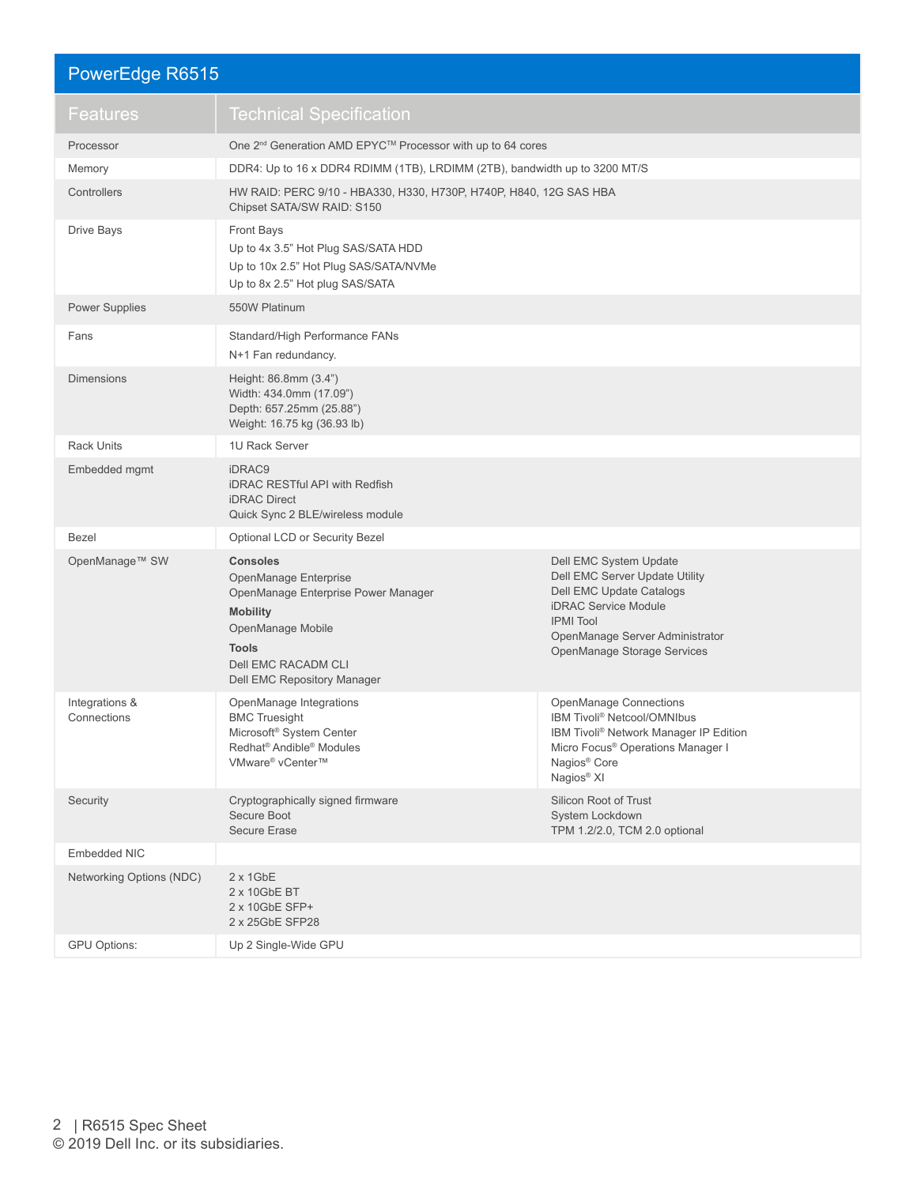## PowerEdge R6515

| Features | Technical Specification | |
|---|---|---|
| Processor | One 2nd Generation AMD EPYC™ Processor with up to 64 cores | |
| Memory | DDR4: Up to 16 x DDR4 RDIMM (1TB), LRDIMM (2TB), bandwidth up to 3200 MT/S | |
| Controllers | HW RAID: PERC 9/10 - HBA330, H330, H730P, H740P, H840, 12G SAS HBA<br>Chipset SATA/SW RAID: S150 | |
| Drive Bays | Front Bays<br>Up to 4x 3.5" Hot Plug SAS/SATA HDD<br>Up to 10x 2.5" Hot Plug SAS/SATA/NVMe<br>Up to 8x 2.5" Hot plug SAS/SATA | |
| Power Supplies | 550W Platinum | |
| Fans | Standard/High Performance FANs<br>N+1 Fan redundancy. | |
| Dimensions | Height: 86.8mm (3.4")<br>Width: 434.0mm (17.09")<br>Depth: 657.25mm (25.88")<br>Weight: 16.75 kg (36.93 lb) | |
| Rack Units | 1U Rack Server | |
| Embedded mgmt | iDRAC9<br>iDRAC RESTful API with Redfish<br>iDRAC Direct<br>Quick Sync 2 BLE/wireless module | |
| Bezel | Optional LCD or Security Bezel | |
| OpenManage™ SW | **Consoles**<br>OpenManage Enterprise<br>OpenManage Enterprise Power Manager<br>**Mobility**<br>OpenManage Mobile<br>**Tools**<br>Dell EMC RACADM CLI<br>Dell EMC Repository Manager | Dell EMC System Update<br>Dell EMC Server Update Utility<br>Dell EMC Update Catalogs<br>iDRAC Service Module<br>IPMI Tool<br>OpenManage Server Administrator<br>OpenManage Storage Services |
| Integrations & Connections | OpenManage Integrations<br>BMC Truesight<br>Microsoft® System Center<br>Redhat® Andible® Modules<br>VMware® vCenter™ | OpenManage Connections<br>IBM Tivoli® Netcool/OMNIbus<br>IBM Tivoli® Network Manager IP Edition<br>Micro Focus® Operations Manager I<br>Nagios® Core<br>Nagios® XI |
| Security | Cryptographically signed firmware<br>Secure Boot<br>Secure Erase | Silicon Root of Trust<br>System Lockdown<br>TPM 1.2/2.0, TCM 2.0 optional |
| Embedded NIC | | |
| Networking Options (NDC) | 2 x 1GbE<br>2 x 10GbE BT<br>2 x 10GbE SFP+<br>2 x 25GbE SFP28 | |
| GPU Options: | Up 2 Single-Wide GPU | |

© 2019 Dell Inc. or its subsidiaries.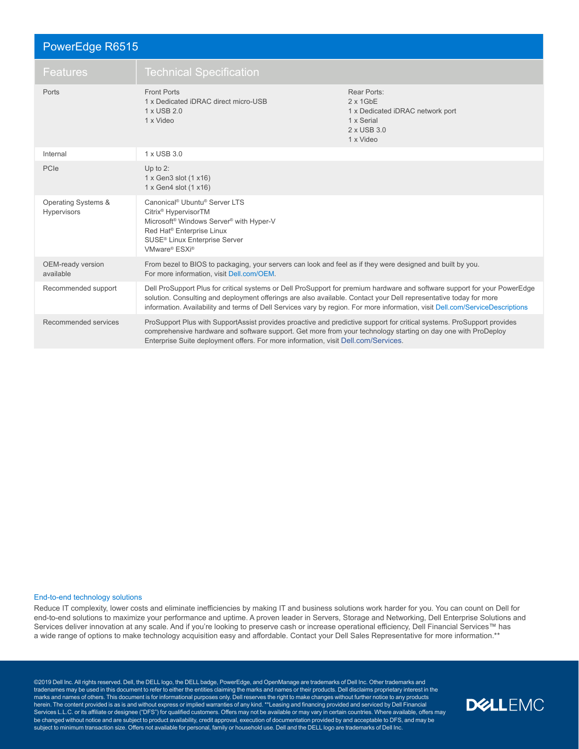## PowerEdge R6515

| Features | Technical Specification | |
|---|---|---|
| Ports | Front Ports<br>1 x Dedicated iDRAC direct micro-USB<br>1 x USB 2.0<br>1 x Video | Rear Ports:<br>2 x 1GbE<br>1 x Dedicated iDRAC network port<br>1 x Serial<br>2 x USB 3.0<br>1 x Video |
| Internal | 1 x USB 3.0 | |
| PCIe | Up to 2:<br>1 x Gen3 slot (1 x16)<br>1 x Gen4 slot (1 x16) | |
| Operating Systems & Hypervisors | Canonical® Ubuntu® Server LTS<br>Citrix® HypervisorTM<br>Microsoft® Windows Server® with Hyper-V<br>Red Hat® Enterprise Linux<br>SUSE® Linux Enterprise Server<br>VMware® ESXi® | |
| OEM-ready version available | From bezel to BIOS to packaging, your servers can look and feel as if they were designed and built by you. For more information, visit Dell.com/OEM. | |
| Recommended support | Dell ProSupport Plus for critical systems or Dell ProSupport for premium hardware and software support for your PowerEdge solution. Consulting and deployment offerings are also available. Contact your Dell representative today for more information. Availability and terms of Dell Services vary by region. For more information, visit Dell.com/ServiceDescriptions | |
| Recommended services | ProSupport Plus with SupportAssist provides proactive and predictive support for critical systems. ProSupport provides comprehensive hardware and software support. Get more from your technology starting on day one with ProDeploy Enterprise Suite deployment offers. For more information, visit Dell.com/Services. | |

### End-to-end technology solutions

Reduce IT complexity, lower costs and eliminate inefficiencies by making IT and business solutions work harder for you. You can count on Dell for end-to-end solutions to maximize your performance and uptime. A proven leader in Servers, Storage and Networking, Dell Enterprise Solutions and Services deliver innovation at any scale. And if you're looking to preserve cash or increase operational efficiency, Dell Financial Services™ has a wide range of options to make technology acquisition easy and affordable. Contact your Dell Sales Representative for more information.**

©2019 Dell Inc. All rights reserved. Dell, the DELL logo, the DELL badge, PowerEdge, and OpenManage are trademarks of Dell Inc. Other trademarks and tradenames may be used in this document to refer to either the entities claiming the marks and names or their products. Dell disclaims proprietary interest in the marks and names of others. This document is for informational purposes only. Dell reserves the right to make changes without further notice to any products herein. The content provided is as is and without express or implied warranties of any kind. **Leasing and financing provided and serviced by Dell Financial Services L.L.C. or its affiliate or designee ("DFS") for qualified customers. Offers may not be available or may vary in certain countries. Where available, offers may be changed without notice and are subject to product availability, credit approval, execution of documentation provided by and acceptable to DFS, and may be subject to minimum transaction size. Offers not available for personal, family or household use. Dell and the DELL logo are trademarks of Dell Inc.

DELL EMC